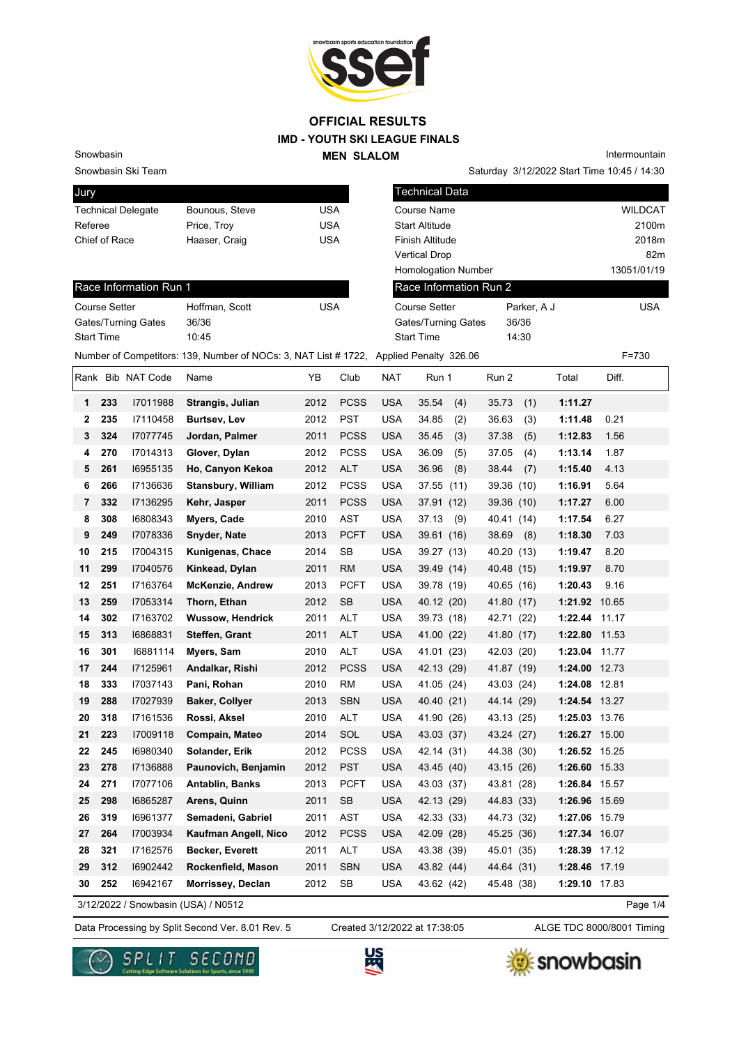# OFFICIAL RESULTS

## IMD - YOUTH SKI LEAGUE FINALS

### MEN SLALOM

Snowbasin
Snowbasin Ski Team

Intermountain
Saturday 3/12/2022 Start Time 10:45 / 14:30

| Jury | | |
|---|---|---|
| Technical Delegate | Bounous, Steve | USA |
| Referee | Price, Troy | USA |
| Chief of Race | Haaser, Craig | USA |

| Technical Data | |
|---|---|
| Course Name | WILDCAT |
| Start Altitude | 2100m |
| Finish Altitude | 2018m |
| Vertical Drop | 82m |
| Homologation Number | 13051/01/19 |

| Race Information Run 1 | | |
|---|---|---|
| Course Setter | Hoffman, Scott | USA |
| Gates/Turning Gates | 36/36 | |
| Start Time | 10:45 | |

| Race Information Run 2 | | |
|---|---|---|
| Course Setter | Parker, A J | USA |
| Gates/Turning Gates | 36/36 | |
| Start Time | 14:30 | |

Number of Competitors: 139, Number of NOCs: 3, NAT List # 1722, Applied Penalty 326.06 F=730

| Rank | Bib | NAT Code | Name | YB | Club | NAT | Run 1 | Run 2 | Total | Diff. |
|---|---|---|---|---|---|---|---|---|---|---|
| 1 | 233 | I7011988 | **Strangis, Julian** | 2012 | PCSS | USA | 35.54 (4) | 35.73 (1) | **1:11.27** | |
| 2 | 235 | I7110458 | **Burtsev, Lev** | 2012 | PST | USA | 34.85 (2) | 36.63 (3) | **1:11.48** | 0.21 |
| 3 | 324 | I7077745 | **Jordan, Palmer** | 2011 | PCSS | USA | 35.45 (3) | 37.38 (5) | **1:12.83** | 1.56 |
| 4 | 270 | I7014313 | **Glover, Dylan** | 2012 | PCSS | USA | 36.09 (5) | 37.05 (4) | **1:13.14** | 1.87 |
| 5 | 261 | I6955135 | **Ho, Canyon Kekoa** | 2012 | ALT | USA | 36.96 (8) | 38.44 (7) | **1:15.40** | 4.13 |
| 6 | 266 | I7136636 | **Stansbury, William** | 2012 | PCSS | USA | 37.55 (11) | 39.36 (10) | **1:16.91** | 5.64 |
| 7 | 332 | I7136295 | **Kehr, Jasper** | 2011 | PCSS | USA | 37.91 (12) | 39.36 (10) | **1:17.27** | 6.00 |
| 8 | 308 | I6808343 | **Myers, Cade** | 2010 | AST | USA | 37.13 (9) | 40.41 (14) | **1:17.54** | 6.27 |
| 9 | 249 | I7078336 | **Snyder, Nate** | 2013 | PCFT | USA | 39.61 (16) | 38.69 (8) | **1:18.30** | 7.03 |
| 10 | 215 | I7004315 | **Kunigenas, Chace** | 2014 | SB | USA | 39.27 (13) | 40.20 (13) | **1:19.47** | 8.20 |
| 11 | 299 | I7040576 | **Kinkead, Dylan** | 2011 | RM | USA | 39.49 (14) | 40.48 (15) | **1:19.97** | 8.70 |
| 12 | 251 | I7163764 | **McKenzie, Andrew** | 2013 | PCFT | USA | 39.78 (19) | 40.65 (16) | **1:20.43** | 9.16 |
| 13 | 259 | I7053314 | **Thorn, Ethan** | 2012 | SB | USA | 40.12 (20) | 41.80 (17) | **1:21.92** | 10.65 |
| 14 | 302 | I7163702 | **Wussow, Hendrick** | 2011 | ALT | USA | 39.73 (18) | 42.71 (22) | **1:22.44** | 11.17 |
| 15 | 313 | I6868831 | **Steffen, Grant** | 2011 | ALT | USA | 41.00 (22) | 41.80 (17) | **1:22.80** | 11.53 |
| 16 | 301 | I6881114 | **Myers, Sam** | 2010 | ALT | USA | 41.01 (23) | 42.03 (20) | **1:23.04** | 11.77 |
| 17 | 244 | I7125961 | **Andalkar, Rishi** | 2012 | PCSS | USA | 42.13 (29) | 41.87 (19) | **1:24.00** | 12.73 |
| 18 | 333 | I7037143 | **Pani, Rohan** | 2010 | RM | USA | 41.05 (24) | 43.03 (24) | **1:24.08** | 12.81 |
| 19 | 288 | I7027939 | **Baker, Collyer** | 2013 | SBN | USA | 40.40 (21) | 44.14 (29) | **1:24.54** | 13.27 |
| 20 | 318 | I7161536 | **Rossi, Aksel** | 2010 | ALT | USA | 41.90 (26) | 43.13 (25) | **1:25.03** | 13.76 |
| 21 | 223 | I7009118 | **Compain, Mateo** | 2014 | SOL | USA | 43.03 (37) | 43.24 (27) | **1:26.27** | 15.00 |
| 22 | 245 | I6980340 | **Solander, Erik** | 2012 | PCSS | USA | 42.14 (31) | 44.38 (30) | **1:26.52** | 15.25 |
| 23 | 278 | I7136888 | **Paunovich, Benjamin** | 2012 | PST | USA | 43.45 (40) | 43.15 (26) | **1:26.60** | 15.33 |
| 24 | 271 | I7077106 | **Antablin, Banks** | 2013 | PCFT | USA | 43.03 (37) | 43.81 (28) | **1:26.84** | 15.57 |
| 25 | 298 | I6865287 | **Arens, Quinn** | 2011 | SB | USA | 42.13 (29) | 44.83 (33) | **1:26.96** | 15.69 |
| 26 | 319 | I6961377 | **Semadeni, Gabriel** | 2011 | AST | USA | 42.33 (33) | 44.73 (32) | **1:27.06** | 15.79 |
| 27 | 264 | I7003934 | **Kaufman Angell, Nico** | 2012 | PCSS | USA | 42.09 (28) | 45.25 (36) | **1:27.34** | 16.07 |
| 28 | 321 | I7162576 | **Becker, Everett** | 2011 | ALT | USA | 43.38 (39) | 45.01 (35) | **1:28.39** | 17.12 |
| 29 | 312 | I6902442 | **Rockenfield, Mason** | 2011 | SBN | USA | 43.82 (44) | 44.64 (31) | **1:28.46** | 17.19 |
| 30 | 252 | I6942167 | **Morrissey, Declan** | 2012 | SB | USA | 43.62 (42) | 45.48 (38) | **1:29.10** | 17.83 |

3/12/2022 / Snowbasin (USA) / N0512

Data Processing by Split Second Ver. 8.01 Rev. 5 Created 3/12/2022 at 17:38:05 ALGE TDC 8000/8001 Timing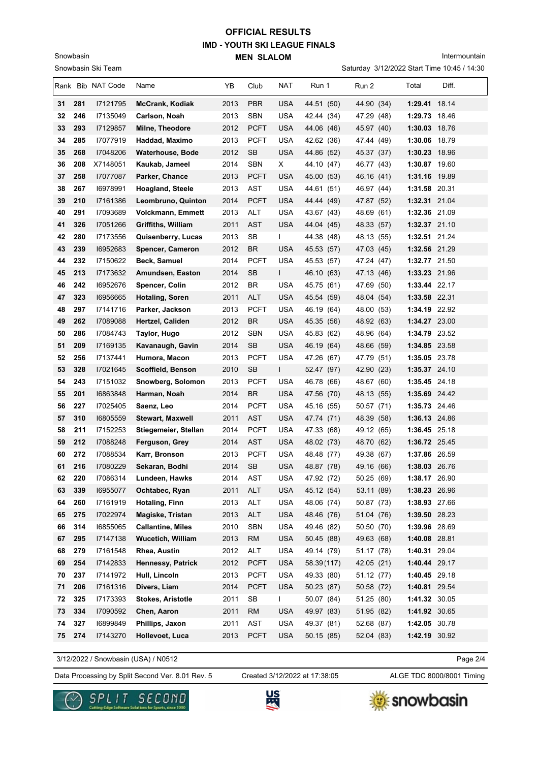# OFFICIAL RESULTS
## IMD - YOUTH SKI LEAGUE FINALS
### MEN SLALOM

Snowbasin
Snowbasin Ski Team

Intermountain
Saturday 3/12/2022 Start Time 10:45 / 14:30

| Rank | Bib | NAT Code | Name | YB | Club | NAT | Run 1 | Run 2 | Total | Diff. |
|---|---|---|---|---|---|---|---|---|---|---|
| 31 | 281 | I7121795 | **McCrank, Kodiak** | 2013 | PBR | USA | 44.51 (50) | 44.90 (34) | **1:29.41** | 18.14 |
| 32 | 246 | I7135049 | **Carlson, Noah** | 2013 | SBN | USA | 42.44 (34) | 47.29 (48) | **1:29.73** | 18.46 |
| 33 | 293 | I7129857 | **Milne, Theodore** | 2012 | PCFT | USA | 44.06 (46) | 45.97 (40) | **1:30.03** | 18.76 |
| 34 | 285 | I7077919 | **Haddad, Maximo** | 2013 | PCFT | USA | 42.62 (36) | 47.44 (49) | **1:30.06** | 18.79 |
| 35 | 268 | I7048206 | **Waterhouse, Bode** | 2012 | SB | USA | 44.86 (52) | 45.37 (37) | **1:30.23** | 18.96 |
| 36 | 208 | X7148051 | **Kaukab, Jameel** | 2014 | SBN | X | 44.10 (47) | 46.77 (43) | **1:30.87** | 19.60 |
| 37 | 258 | I7077087 | **Parker, Chance** | 2013 | PCFT | USA | 45.00 (53) | 46.16 (41) | **1:31.16** | 19.89 |
| 38 | 267 | I6978991 | **Hoagland, Steele** | 2013 | AST | USA | 44.61 (51) | 46.97 (44) | **1:31.58** | 20.31 |
| 39 | 210 | I7161386 | **Leombruno, Quinton** | 2014 | PCFT | USA | 44.44 (49) | 47.87 (52) | **1:32.31** | 21.04 |
| 40 | 291 | I7093689 | **Volckmann, Emmett** | 2013 | ALT | USA | 43.67 (43) | 48.69 (61) | **1:32.36** | 21.09 |
| 41 | 326 | I7051266 | **Griffiths, William** | 2011 | AST | USA | 44.04 (45) | 48.33 (57) | **1:32.37** | 21.10 |
| 42 | 280 | I7173556 | **Quisenberry, Lucas** | 2013 | SB | I | 44.38 (48) | 48.13 (55) | **1:32.51** | 21.24 |
| 43 | 239 | I6952683 | **Spencer, Cameron** | 2012 | BR | USA | 45.53 (57) | 47.03 (45) | **1:32.56** | 21.29 |
| 44 | 232 | I7150622 | **Beck, Samuel** | 2014 | PCFT | USA | 45.53 (57) | 47.24 (47) | **1:32.77** | 21.50 |
| 45 | 213 | I7173632 | **Amundsen, Easton** | 2014 | SB | I | 46.10 (63) | 47.13 (46) | **1:33.23** | 21.96 |
| 46 | 242 | I6952676 | **Spencer, Colin** | 2012 | BR | USA | 45.75 (61) | 47.69 (50) | **1:33.44** | 22.17 |
| 47 | 323 | I6956665 | **Hotaling, Soren** | 2011 | ALT | USA | 45.54 (59) | 48.04 (54) | **1:33.58** | 22.31 |
| 48 | 297 | I7141716 | **Parker, Jackson** | 2013 | PCFT | USA | 46.19 (64) | 48.00 (53) | **1:34.19** | 22.92 |
| 49 | 262 | I7089088 | **Hertzel, Caliden** | 2012 | BR | USA | 45.35 (56) | 48.92 (63) | **1:34.27** | 23.00 |
| 50 | 286 | I7084743 | **Taylor, Hugo** | 2012 | SBN | USA | 45.83 (62) | 48.96 (64) | **1:34.79** | 23.52 |
| 51 | 209 | I7169135 | **Kavanaugh, Gavin** | 2014 | SB | USA | 46.19 (64) | 48.66 (59) | **1:34.85** | 23.58 |
| 52 | 256 | I7137441 | **Humora, Macon** | 2013 | PCFT | USA | 47.26 (67) | 47.79 (51) | **1:35.05** | 23.78 |
| 53 | 328 | I7021645 | **Scoffield, Benson** | 2010 | SB | I | 52.47 (97) | 42.90 (23) | **1:35.37** | 24.10 |
| 54 | 243 | I7151032 | **Snowberg, Solomon** | 2013 | PCFT | USA | 46.78 (66) | 48.67 (60) | **1:35.45** | 24.18 |
| 55 | 201 | I6863848 | **Harman, Noah** | 2014 | BR | USA | 47.56 (70) | 48.13 (55) | **1:35.69** | 24.42 |
| 56 | 227 | I7025405 | **Saenz, Leo** | 2014 | PCFT | USA | 45.16 (55) | 50.57 (71) | **1:35.73** | 24.46 |
| 57 | 310 | I6805559 | **Stewart, Maxwell** | 2011 | AST | USA | 47.74 (71) | 48.39 (58) | **1:36.13** | 24.86 |
| 58 | 211 | I7152253 | **Stiegemeier, Stellan** | 2014 | PCFT | USA | 47.33 (68) | 49.12 (65) | **1:36.45** | 25.18 |
| 59 | 212 | I7088248 | **Ferguson, Grey** | 2014 | AST | USA | 48.02 (73) | 48.70 (62) | **1:36.72** | 25.45 |
| 60 | 272 | I7088534 | **Karr, Bronson** | 2013 | PCFT | USA | 48.48 (77) | 49.38 (67) | **1:37.86** | 26.59 |
| 61 | 216 | I7080229 | **Sekaran, Bodhi** | 2014 | SB | USA | 48.87 (78) | 49.16 (66) | **1:38.03** | 26.76 |
| 62 | 220 | I7086314 | **Lundeen, Hawks** | 2014 | AST | USA | 47.92 (72) | 50.25 (69) | **1:38.17** | 26.90 |
| 63 | 339 | I6955077 | **Ochtabec, Ryan** | 2011 | ALT | USA | 45.12 (54) | 53.11 (89) | **1:38.23** | 26.96 |
| 64 | 260 | I7161919 | **Hotaling, Finn** | 2013 | ALT | USA | 48.06 (74) | 50.87 (73) | **1:38.93** | 27.66 |
| 65 | 275 | I7022974 | **Magiske, Tristan** | 2013 | ALT | USA | 48.46 (76) | 51.04 (76) | **1:39.50** | 28.23 |
| 66 | 314 | I6855065 | **Callantine, Miles** | 2010 | SBN | USA | 49.46 (82) | 50.50 (70) | **1:39.96** | 28.69 |
| 67 | 295 | I7147138 | **Wucetich, William** | 2013 | RM | USA | 50.45 (88) | 49.63 (68) | **1:40.08** | 28.81 |
| 68 | 279 | I7161548 | **Rhea, Austin** | 2012 | ALT | USA | 49.14 (79) | 51.17 (78) | **1:40.31** | 29.04 |
| 69 | 254 | I7142833 | **Hennessy, Patrick** | 2012 | PCFT | USA | 58.39 (117) | 42.05 (21) | **1:40.44** | 29.17 |
| 70 | 237 | I7141972 | **Hull, Lincoln** | 2013 | PCFT | USA | 49.33 (80) | 51.12 (77) | **1:40.45** | 29.18 |
| 71 | 206 | I7161316 | **Divers, Liam** | 2014 | PCFT | USA | 50.23 (87) | 50.58 (72) | **1:40.81** | 29.54 |
| 72 | 325 | I7173393 | **Stokes, Aristotle** | 2011 | SB | I | 50.07 (84) | 51.25 (80) | **1:41.32** | 30.05 |
| 73 | 334 | I7090592 | **Chen, Aaron** | 2011 | RM | USA | 49.97 (83) | 51.95 (82) | **1:41.92** | 30.65 |
| 74 | 327 | I6899849 | **Phillips, Jaxon** | 2011 | AST | USA | 49.37 (81) | 52.68 (87) | **1:42.05** | 30.78 |
| 75 | 274 | I7143270 | **Hollevoet, Luca** | 2013 | PCFT | USA | 50.15 (85) | 52.04 (83) | **1:42.19** | 30.92 |

3/12/2022 / Snowbasin (USA) / N0512

Data Processing by Split Second Ver. 8.01 Rev. 5 Created 3/12/2022 at 17:38:05 ALGE TDC 8000/8001 Timing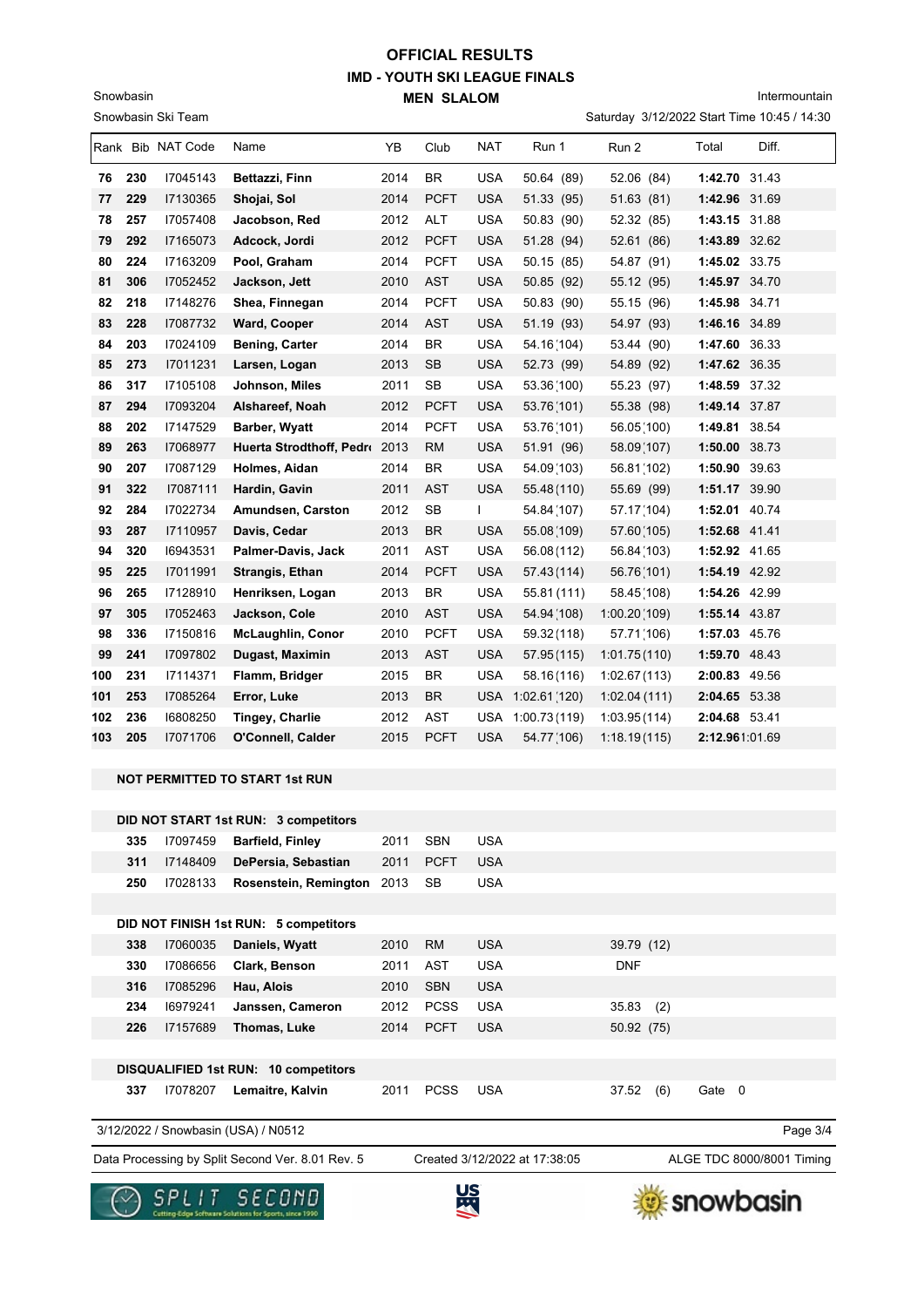# OFFICIAL RESULTS

## IMD - YOUTH SKI LEAGUE FINALS

### MEN SLALOM

Snowbasin
Snowbasin Ski Team

Intermountain
Saturday 3/12/2022 Start Time 10:45 / 14:30

| Rank | Bib | NAT Code | Name | YB | Club | NAT | Run 1 | Run 2 | Total | Diff. |
|---|---|---|---|---|---|---|---|---|---|---|
| 76 | 230 | I7045143 | **Bettazzi, Finn** | 2014 | BR | USA | 50.64 (89) | 52.06 (84) | **1:42.70** | 31.43 |
| 77 | 229 | I7130365 | **Shojai, Sol** | 2014 | PCFT | USA | 51.33 (95) | 51.63 (81) | **1:42.96** | 31.69 |
| 78 | 257 | I7057408 | **Jacobson, Red** | 2012 | ALT | USA | 50.83 (90) | 52.32 (85) | **1:43.15** | 31.88 |
| 79 | 292 | I7165073 | **Adcock, Jordi** | 2012 | PCFT | USA | 51.28 (94) | 52.61 (86) | **1:43.89** | 32.62 |
| 80 | 224 | I7163209 | **Pool, Graham** | 2014 | PCFT | USA | 50.15 (85) | 54.87 (91) | **1:45.02** | 33.75 |
| 81 | 306 | I7052452 | **Jackson, Jett** | 2010 | AST | USA | 50.85 (92) | 55.12 (95) | **1:45.97** | 34.70 |
| 82 | 218 | I7148276 | **Shea, Finnegan** | 2014 | PCFT | USA | 50.83 (90) | 55.15 (96) | **1:45.98** | 34.71 |
| 83 | 228 | I7087732 | **Ward, Cooper** | 2014 | AST | USA | 51.19 (93) | 54.97 (93) | **1:46.16** | 34.89 |
| 84 | 203 | I7024109 | **Bening, Carter** | 2014 | BR | USA | 54.16 (104) | 53.44 (90) | **1:47.60** | 36.33 |
| 85 | 273 | I7011231 | **Larsen, Logan** | 2013 | SB | USA | 52.73 (99) | 54.89 (92) | **1:47.62** | 36.35 |
| 86 | 317 | I7105108 | **Johnson, Miles** | 2011 | SB | USA | 53.36 (100) | 55.23 (97) | **1:48.59** | 37.32 |
| 87 | 294 | I7093204 | **Alshareef, Noah** | 2012 | PCFT | USA | 53.76 (101) | 55.38 (98) | **1:49.14** | 37.87 |
| 88 | 202 | I7147529 | **Barber, Wyatt** | 2014 | PCFT | USA | 53.76 (101) | 56.05 (100) | **1:49.81** | 38.54 |
| 89 | 263 | I7068977 | **Huerta Strodthoff, Pedro** | 2013 | RM | USA | 51.91 (96) | 58.09 (107) | **1:50.00** | 38.73 |
| 90 | 207 | I7087129 | **Holmes, Aidan** | 2014 | BR | USA | 54.09 (103) | 56.81 (102) | **1:50.90** | 39.63 |
| 91 | 322 | I7087111 | **Hardin, Gavin** | 2011 | AST | USA | 55.48 (110) | 55.69 (99) | **1:51.17** | 39.90 |
| 92 | 284 | I7022734 | **Amundsen, Carston** | 2012 | SB | I | 54.84 (107) | 57.17 (104) | **1:52.01** | 40.74 |
| 93 | 287 | I7110957 | **Davis, Cedar** | 2013 | BR | USA | 55.08 (109) | 57.60 (105) | **1:52.68** | 41.41 |
| 94 | 320 | I6943531 | **Palmer-Davis, Jack** | 2011 | AST | USA | 56.08 (112) | 56.84 (103) | **1:52.92** | 41.65 |
| 95 | 225 | I7011991 | **Strangis, Ethan** | 2014 | PCFT | USA | 57.43 (114) | 56.76 (101) | **1:54.19** | 42.92 |
| 96 | 265 | I7128910 | **Henriksen, Logan** | 2013 | BR | USA | 55.81 (111) | 58.45 (108) | **1:54.26** | 42.99 |
| 97 | 305 | I7052463 | **Jackson, Cole** | 2010 | AST | USA | 54.94 (108) | 1:00.20 (109) | **1:55.14** | 43.87 |
| 98 | 336 | I7150816 | **McLaughlin, Conor** | 2010 | PCFT | USA | 59.32 (118) | 57.71 (106) | **1:57.03** | 45.76 |
| 99 | 241 | I7097802 | **Dugast, Maximin** | 2013 | AST | USA | 57.95 (115) | 1:01.75 (110) | **1:59.70** | 48.43 |
| 100 | 231 | I7114371 | **Flamm, Bridger** | 2015 | BR | USA | 58.16 (116) | 1:02.67 (113) | **2:00.83** | 49.56 |
| 101 | 253 | I7085264 | **Error, Luke** | 2013 | BR | USA | 1:02.61 (120) | 1:02.04 (111) | **2:04.65** | 53.38 |
| 102 | 236 | I6808250 | **Tingey, Charlie** | 2012 | AST | USA | 1:00.73 (119) | 1:03.95 (114) | **2:04.68** | 53.41 |
| 103 | 205 | I7071706 | **O'Connell, Calder** | 2015 | PCFT | USA | 54.77 (106) | 1:18.19 (115) | **2:12.96** | 1:01.69 |

**NOT PERMITTED TO START 1st RUN**

**DID NOT START 1st RUN: 3 competitors**

| Bib | NAT Code | Name | YB | Club | NAT |
|---|---|---|---|---|---|
| 335 | I7097459 | **Barfield, Finley** | 2011 | SBN | USA |
| 311 | I7148409 | **DePersia, Sebastian** | 2011 | PCFT | USA |
| 250 | I7028133 | **Rosenstein, Remington** | 2013 | SB | USA |

**DID NOT FINISH 1st RUN: 5 competitors**

| Bib | NAT Code | Name | YB | Club | NAT | Run 2 |
|---|---|---|---|---|---|---|
| 338 | I7060035 | **Daniels, Wyatt** | 2010 | RM | USA | 39.79 (12) |
| 330 | I7086656 | **Clark, Benson** | 2011 | AST | USA | DNF |
| 316 | I7085296 | **Hau, Alois** | 2010 | SBN | USA | |
| 234 | I6979241 | **Janssen, Cameron** | 2012 | PCSS | USA | 35.83 (2) |
| 226 | I7157689 | **Thomas, Luke** | 2014 | PCFT | USA | 50.92 (75) |

**DISQUALIFIED 1st RUN: 10 competitors**

| Bib | NAT Code | Name | YB | Club | NAT | Run 2 | |
|---|---|---|---|---|---|---|---|
| 337 | I7078207 | **Lemaitre, Kalvin** | 2011 | PCSS | USA | 37.52 (6) | Gate 0 |

3/12/2022 / Snowbasin (USA) / N0512

Data Processing by Split Second Ver. 8.01 Rev. 5 — Created 3/12/2022 at 17:38:05 — ALGE TDC 8000/8001 Timing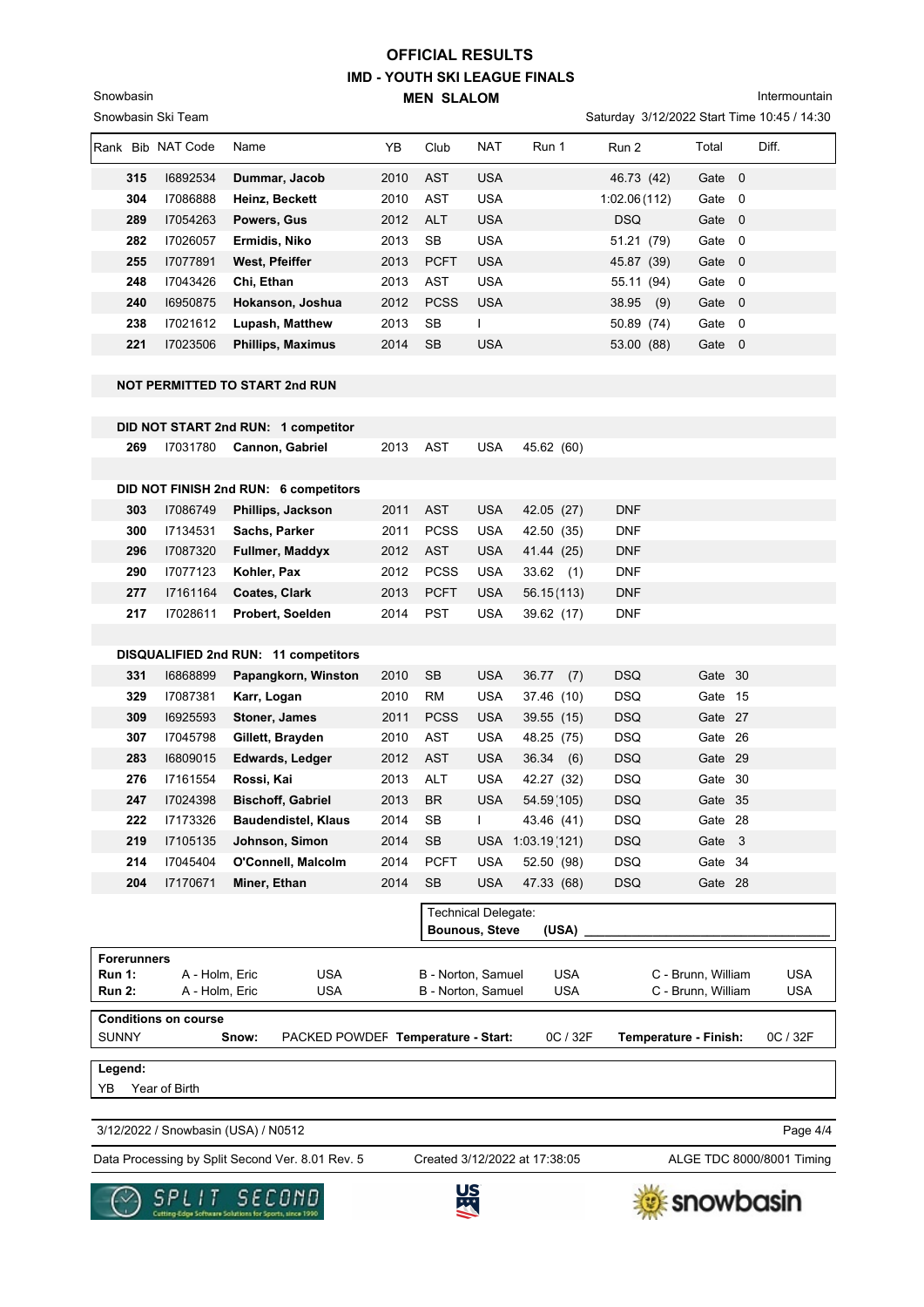# OFFICIAL RESULTS
## IMD - YOUTH SKI LEAGUE FINALS
### MEN SLALOM

Snowbasin
Snowbasin Ski Team

Intermountain
Saturday 3/12/2022 Start Time 10:45 / 14:30

| Rank | Bib | NAT Code | Name | YB | Club | NAT | Run 1 | Run 2 | Total | Diff. |
|---|---|---|---|---|---|---|---|---|---|---|
| | 315 | I6892534 | **Dummar, Jacob** | 2010 | AST | USA | | 46.73 (42) | Gate 0 | |
| | 304 | I7086888 | **Heinz, Beckett** | 2010 | AST | USA | | 1:02.06 (112) | Gate 0 | |
| | 289 | I7054263 | **Powers, Gus** | 2012 | ALT | USA | | DSQ | Gate 0 | |
| | 282 | I7026057 | **Ermidis, Niko** | 2013 | SB | USA | | 51.21 (79) | Gate 0 | |
| | 255 | I7077891 | **West, Pfeiffer** | 2013 | PCFT | USA | | 45.87 (39) | Gate 0 | |
| | 248 | I7043426 | **Chi, Ethan** | 2013 | AST | USA | | 55.11 (94) | Gate 0 | |
| | 240 | I6950875 | **Hokanson, Joshua** | 2012 | PCSS | USA | | 38.95 (9) | Gate 0 | |
| | 238 | I7021612 | **Lupash, Matthew** | 2013 | SB | I | | 50.89 (74) | Gate 0 | |
| | 221 | I7023506 | **Phillips, Maximus** | 2014 | SB | USA | | 53.00 (88) | Gate 0 | |
| | **NOT PERMITTED TO START 2nd RUN** | | | | | | | | | |
| | **DID NOT START 2nd RUN: 1 competitor** | | | | | | | | | |
| | 269 | I7031780 | **Cannon, Gabriel** | 2013 | AST | USA | 45.62 (60) | | | |
| | **DID NOT FINISH 2nd RUN: 6 competitors** | | | | | | | | | |
| | 303 | I7086749 | **Phillips, Jackson** | 2011 | AST | USA | 42.05 (27) | DNF | | |
| | 300 | I7134531 | **Sachs, Parker** | 2011 | PCSS | USA | 42.50 (35) | DNF | | |
| | 296 | I7087320 | **Fullmer, Maddyx** | 2012 | AST | USA | 41.44 (25) | DNF | | |
| | 290 | I7077123 | **Kohler, Pax** | 2012 | PCSS | USA | 33.62 (1) | DNF | | |
| | 277 | I7161164 | **Coates, Clark** | 2013 | PCFT | USA | 56.15 (113) | DNF | | |
| | 217 | I7028611 | **Probert, Soelden** | 2014 | PST | USA | 39.62 (17) | DNF | | |
| | **DISQUALIFIED 2nd RUN: 11 competitors** | | | | | | | | | |
| | 331 | I6868899 | **Papangkorn, Winston** | 2010 | SB | USA | 36.77 (7) | DSQ | Gate 30 | |
| | 329 | I7087381 | **Karr, Logan** | 2010 | RM | USA | 37.46 (10) | DSQ | Gate 15 | |
| | 309 | I6925593 | **Stoner, James** | 2011 | PCSS | USA | 39.55 (15) | DSQ | Gate 27 | |
| | 307 | I7045798 | **Gillett, Brayden** | 2010 | AST | USA | 48.25 (75) | DSQ | Gate 26 | |
| | 283 | I6809015 | **Edwards, Ledger** | 2012 | AST | USA | 36.34 (6) | DSQ | Gate 29 | |
| | 276 | I7161554 | **Rossi, Kai** | 2013 | ALT | USA | 42.27 (32) | DSQ | Gate 30 | |
| | 247 | I7024398 | **Bischoff, Gabriel** | 2013 | BR | USA | 54.59 (105) | DSQ | Gate 35 | |
| | 222 | I7173326 | **Baudendistel, Klaus** | 2014 | SB | I | 43.46 (41) | DSQ | Gate 28 | |
| | 219 | I7105135 | **Johnson, Simon** | 2014 | SB | USA | 1:03.19 (121) | DSQ | Gate 3 | |
| | 214 | I7045404 | **O'Connell, Malcolm** | 2014 | PCFT | USA | 52.50 (98) | DSQ | Gate 34 | |
| | 204 | I7170671 | **Miner, Ethan** | 2014 | SB | USA | 47.33 (68) | DSQ | Gate 28 | |

Technical Delegate:
**Bounous, Steve (USA)**

**Forerunners**

| | | | | | | |
|---|---|---|---|---|---|---|
| **Run 1:** | A - Holm, Eric | USA | B - Norton, Samuel | USA | C - Brunn, William | USA |
| **Run 2:** | A - Holm, Eric | USA | B - Norton, Samuel | USA | C - Brunn, William | USA |

**Conditions on course**

SUNNY — **Snow:** PACKED POWDEF — **Temperature - Start:** 0C / 32F — **Temperature - Finish:** 0C / 32F

**Legend:**
YB Year of Birth

3/12/2022 / Snowbasin (USA) / N0512

Data Processing by Split Second Ver. 8.01 Rev. 5 — Created 3/12/2022 at 17:38:05 — ALGE TDC 8000/8001 Timing